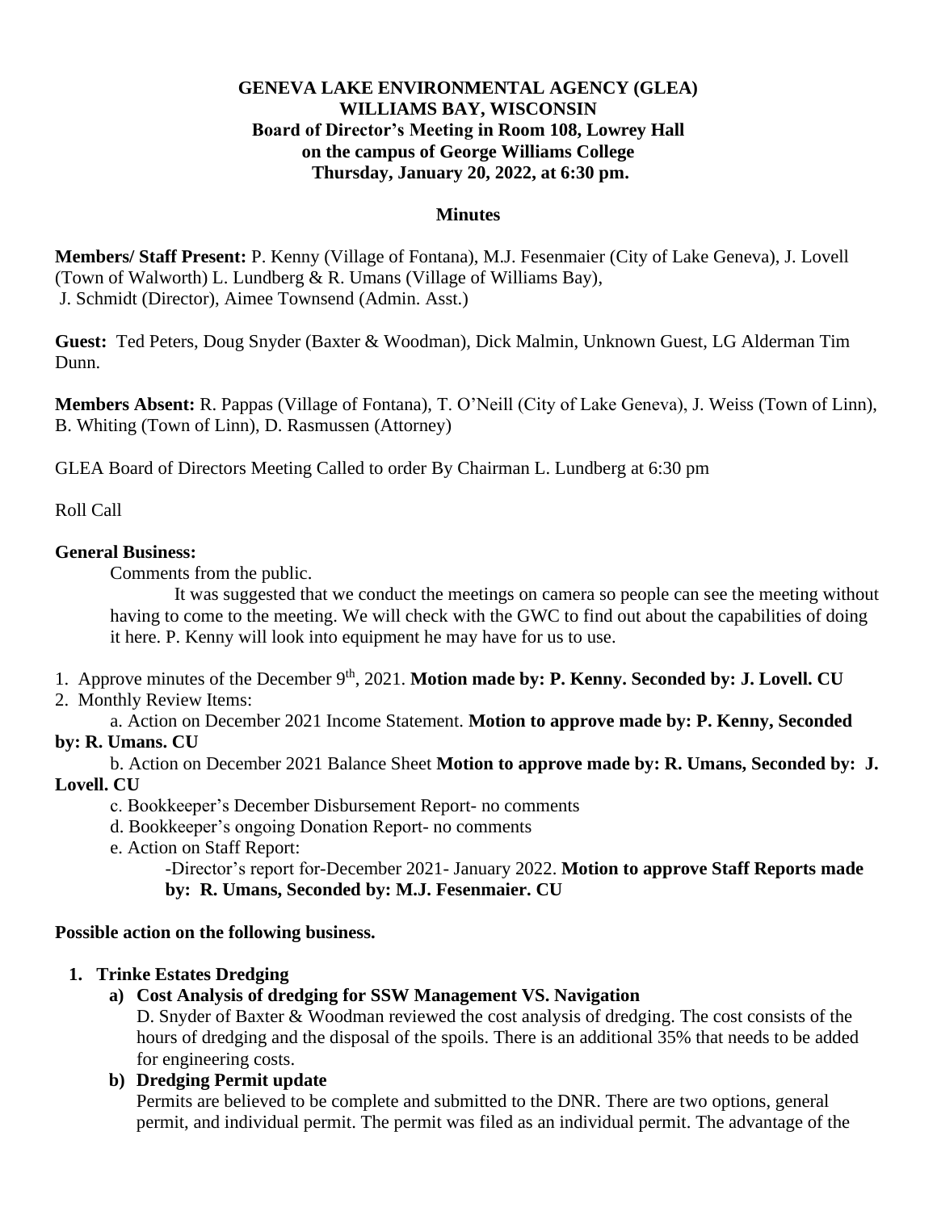**GENEVA LAKE ENVIRONMENTAL AGENCY (GLEA)**
**WILLIAMS BAY, WISCONSIN**
**Board of Director's Meeting in Room 108, Lowrey Hall**
**on the campus of George Williams College**
**Thursday, January 20, 2022, at 6:30 pm.**

**Minutes**

**Members/ Staff Present:** P. Kenny (Village of Fontana), M.J. Fesenmaier (City of Lake Geneva), J. Lovell (Town of Walworth) L. Lundberg & R. Umans (Village of Williams Bay), J. Schmidt (Director), Aimee Townsend (Admin. Asst.)

**Guest:** Ted Peters, Doug Snyder (Baxter & Woodman), Dick Malmin, Unknown Guest, LG Alderman Tim Dunn.

**Members Absent:** R. Pappas (Village of Fontana), T. O'Neill (City of Lake Geneva), J. Weiss (Town of Linn), B. Whiting (Town of Linn), D. Rasmussen (Attorney)

GLEA Board of Directors Meeting Called to order By Chairman L. Lundberg at 6:30 pm

Roll Call

**General Business:**

Comments from the public.

It was suggested that we conduct the meetings on camera so people can see the meeting without having to come to the meeting. We will check with the GWC to find out about the capabilities of doing it here. P. Kenny will look into equipment he may have for us to use.

1. Approve minutes of the December 9th, 2021. **Motion made by: P. Kenny. Seconded by: J. Lovell. CU**
2. Monthly Review Items:
   a. Action on December 2021 Income Statement. **Motion to approve made by: P. Kenny, Seconded by: R. Umans. CU**
   b. Action on December 2021 Balance Sheet **Motion to approve made by: R. Umans, Seconded by: J. Lovell. CU**
   c. Bookkeeper's December Disbursement Report- no comments
   d. Bookkeeper's ongoing Donation Report- no comments
   e. Action on Staff Report:
      -Director's report for-December 2021- January 2022. **Motion to approve Staff Reports made by: R. Umans, Seconded by: M.J. Fesenmaier. CU**

**Possible action on the following business.**

1. **Trinke Estates Dredging**
   a) **Cost Analysis of dredging for SSW Management VS. Navigation**
      D. Snyder of Baxter & Woodman reviewed the cost analysis of dredging. The cost consists of the hours of dredging and the disposal of the spoils. There is an additional 35% that needs to be added for engineering costs.
   b) **Dredging Permit update**
      Permits are believed to be complete and submitted to the DNR. There are two options, general permit, and individual permit. The permit was filed as an individual permit. The advantage of the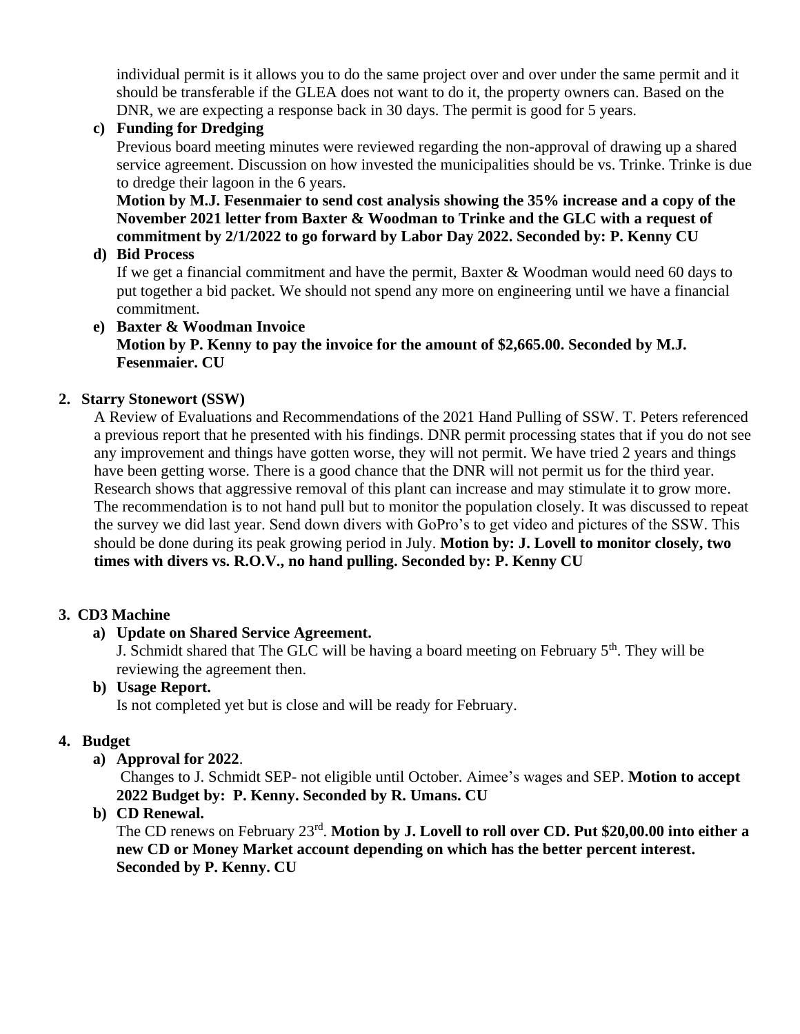individual permit is it allows you to do the same project over and over under the same permit and it should be transferable if the GLEA does not want to do it, the property owners can. Based on the DNR, we are expecting a response back in 30 days. The permit is good for 5 years.

c) **Funding for Dredging**

Previous board meeting minutes were reviewed regarding the non-approval of drawing up a shared service agreement. Discussion on how invested the municipalities should be vs. Trinke. Trinke is due to dredge their lagoon in the 6 years.

**Motion by M.J. Fesenmaier to send cost analysis showing the 35% increase and a copy of the November 2021 letter from Baxter & Woodman to Trinke and the GLC with a request of commitment by 2/1/2022 to go forward by Labor Day 2022. Seconded by: P. Kenny CU**

d) **Bid Process**

If we get a financial commitment and have the permit, Baxter & Woodman would need 60 days to put together a bid packet. We should not spend any more on engineering until we have a financial commitment.

e) **Baxter & Woodman Invoice**

**Motion by P. Kenny to pay the invoice for the amount of $2,665.00. Seconded by M.J. Fesenmaier. CU**

## 2. Starry Stonewort (SSW)

A Review of Evaluations and Recommendations of the 2021 Hand Pulling of SSW. T. Peters referenced a previous report that he presented with his findings. DNR permit processing states that if you do not see any improvement and things have gotten worse, they will not permit. We have tried 2 years and things have been getting worse. There is a good chance that the DNR will not permit us for the third year. Research shows that aggressive removal of this plant can increase and may stimulate it to grow more. The recommendation is to not hand pull but to monitor the population closely. It was discussed to repeat the survey we did last year. Send down divers with GoPro's to get video and pictures of the SSW. This should be done during its peak growing period in July. **Motion by: J. Lovell to monitor closely, two times with divers vs. R.O.V., no hand pulling. Seconded by: P. Kenny CU**

## 3. CD3 Machine

a) **Update on Shared Service Agreement.**

J. Schmidt shared that The GLC will be having a board meeting on February 5th. They will be reviewing the agreement then.

b) **Usage Report.**

Is not completed yet but is close and will be ready for February.

## 4. Budget

a) **Approval for 2022**.

Changes to J. Schmidt SEP- not eligible until October. Aimee's wages and SEP. **Motion to accept 2022 Budget by: P. Kenny. Seconded by R. Umans. CU**

b) **CD Renewal.**

The CD renews on February 23rd. **Motion by J. Lovell to roll over CD. Put $20,00.00 into either a new CD or Money Market account depending on which has the better percent interest. Seconded by P. Kenny. CU**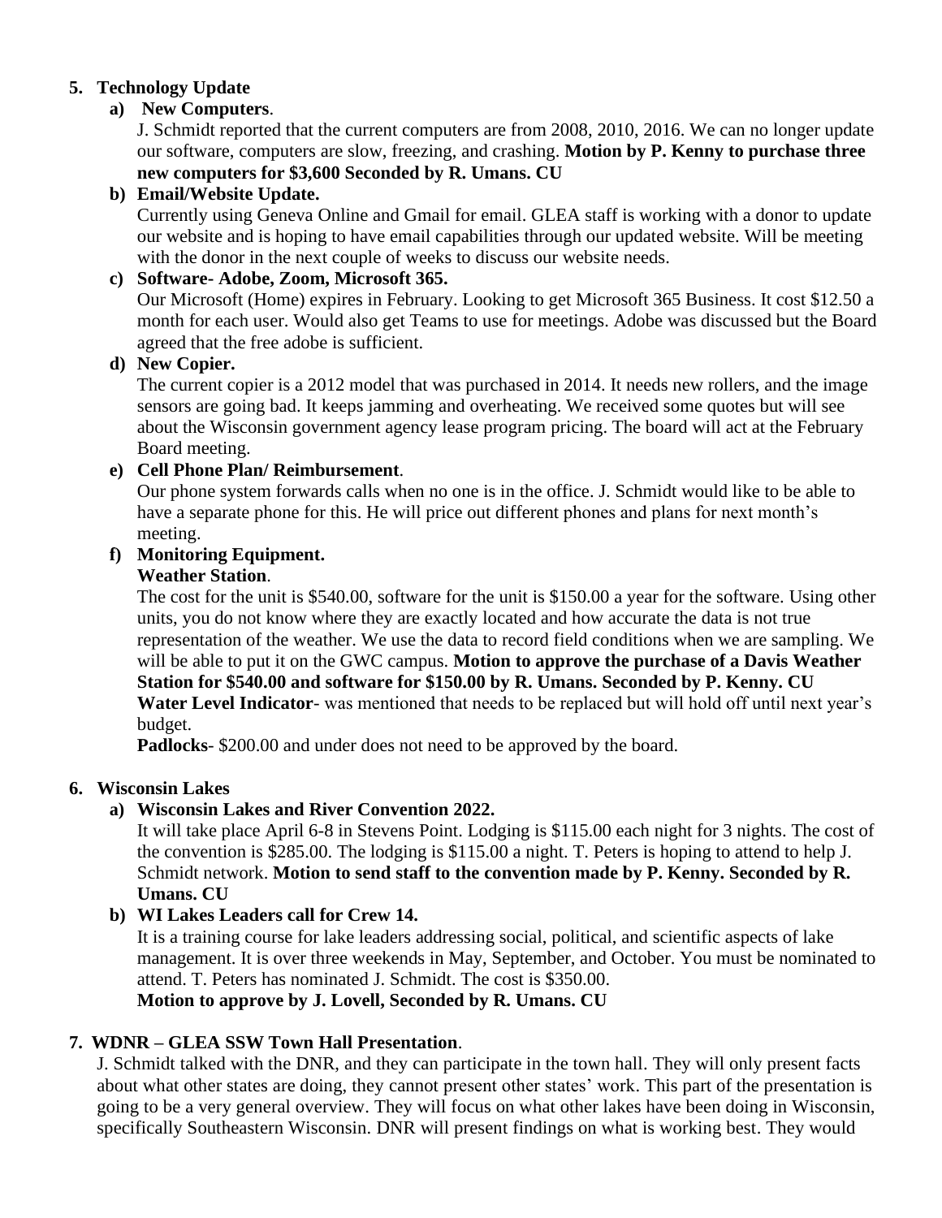5. **Technology Update**

   a) **New Computers**.
   J. Schmidt reported that the current computers are from 2008, 2010, 2016. We can no longer update our software, computers are slow, freezing, and crashing. **Motion by P. Kenny to purchase three new computers for $3,600 Seconded by R. Umans. CU**

   b) **Email/Website Update.**
   Currently using Geneva Online and Gmail for email. GLEA staff is working with a donor to update our website and is hoping to have email capabilities through our updated website. Will be meeting with the donor in the next couple of weeks to discuss our website needs.

   c) **Software- Adobe, Zoom, Microsoft 365.**
   Our Microsoft (Home) expires in February. Looking to get Microsoft 365 Business. It cost $12.50 a month for each user. Would also get Teams to use for meetings. Adobe was discussed but the Board agreed that the free adobe is sufficient.

   d) **New Copier.**
   The current copier is a 2012 model that was purchased in 2014. It needs new rollers, and the image sensors are going bad. It keeps jamming and overheating. We received some quotes but will see about the Wisconsin government agency lease program pricing. The board will act at the February Board meeting.

   e) **Cell Phone Plan/ Reimbursement**.
   Our phone system forwards calls when no one is in the office. J. Schmidt would like to be able to have a separate phone for this. He will price out different phones and plans for next month's meeting.

   f) **Monitoring Equipment.**
   **Weather Station**.
   The cost for the unit is $540.00, software for the unit is $150.00 a year for the software. Using other units, you do not know where they are exactly located and how accurate the data is not true representation of the weather. We use the data to record field conditions when we are sampling. We will be able to put it on the GWC campus. **Motion to approve the purchase of a Davis Weather Station for $540.00 and software for $150.00 by R. Umans. Seconded by P. Kenny. CU**
   **Water Level Indicator**- was mentioned that needs to be replaced but will hold off until next year's budget.
   **Padlocks**- $200.00 and under does not need to be approved by the board.

6. **Wisconsin Lakes**

   a) **Wisconsin Lakes and River Convention 2022.**
   It will take place April 6-8 in Stevens Point. Lodging is $115.00 each night for 3 nights. The cost of the convention is $285.00. The lodging is $115.00 a night. T. Peters is hoping to attend to help J. Schmidt network. **Motion to send staff to the convention made by P. Kenny. Seconded by R. Umans. CU**

   b) **WI Lakes Leaders call for Crew 14.**
   It is a training course for lake leaders addressing social, political, and scientific aspects of lake management. It is over three weekends in May, September, and October. You must be nominated to attend. T. Peters has nominated J. Schmidt. The cost is $350.00.
   **Motion to approve by J. Lovell, Seconded by R. Umans. CU**

7. **WDNR – GLEA SSW Town Hall Presentation**.
J. Schmidt talked with the DNR, and they can participate in the town hall. They will only present facts about what other states are doing, they cannot present other states' work. This part of the presentation is going to be a very general overview. They will focus on what other lakes have been doing in Wisconsin, specifically Southeastern Wisconsin. DNR will present findings on what is working best. They would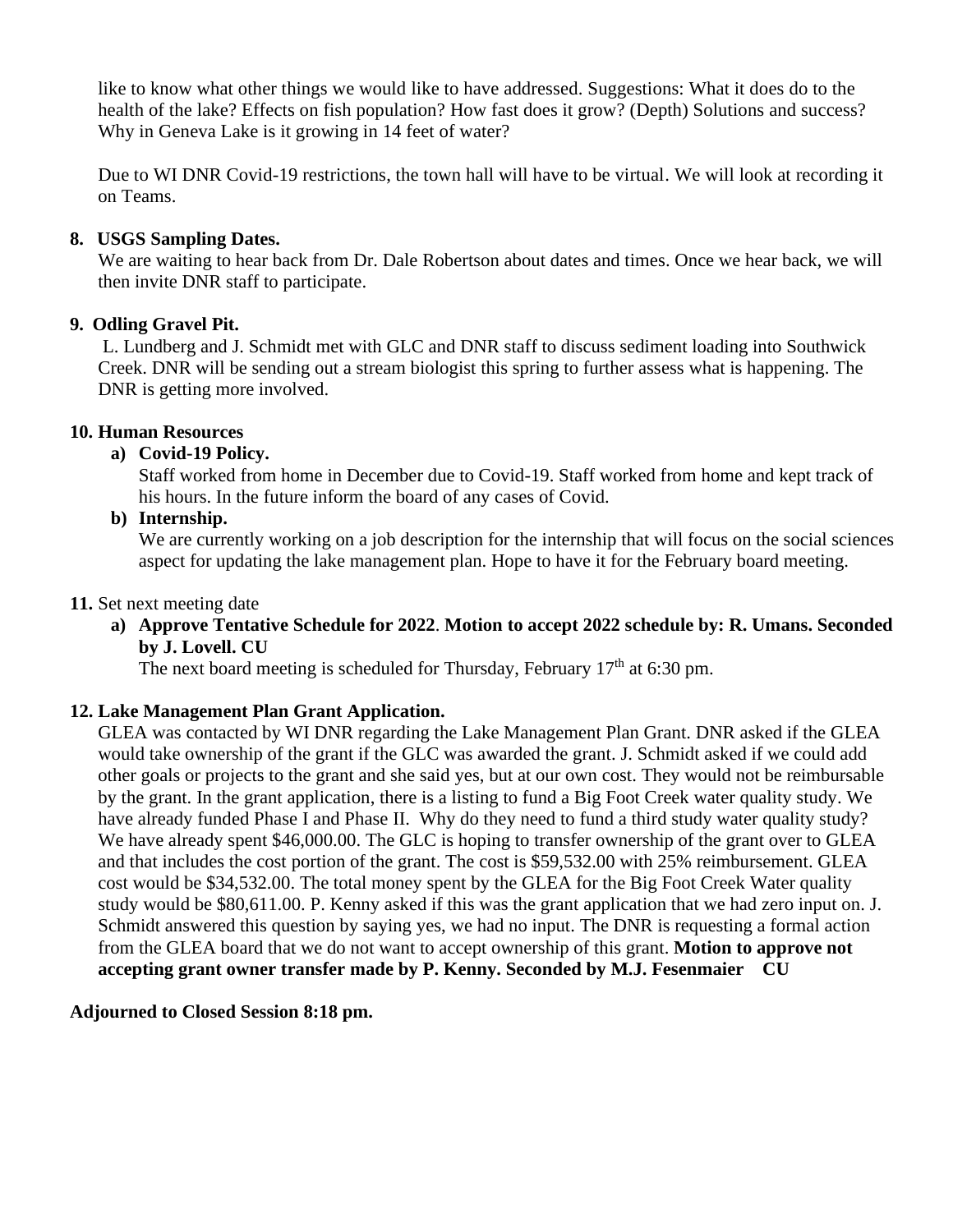like to know what other things we would like to have addressed. Suggestions: What it does do to the health of the lake? Effects on fish population? How fast does it grow? (Depth) Solutions and success? Why in Geneva Lake is it growing in 14 feet of water?

Due to WI DNR Covid-19 restrictions, the town hall will have to be virtual. We will look at recording it on Teams.

**8. USGS Sampling Dates.**

We are waiting to hear back from Dr. Dale Robertson about dates and times. Once we hear back, we will then invite DNR staff to participate.

**9. Odling Gravel Pit.**

L. Lundberg and J. Schmidt met with GLC and DNR staff to discuss sediment loading into Southwick Creek. DNR will be sending out a stream biologist this spring to further assess what is happening. The DNR is getting more involved.

**10. Human Resources**

**a) Covid-19 Policy.**

Staff worked from home in December due to Covid-19. Staff worked from home and kept track of his hours. In the future inform the board of any cases of Covid.

**b) Internship.**

We are currently working on a job description for the internship that will focus on the social sciences aspect for updating the lake management plan. Hope to have it for the February board meeting.

**11.** Set next meeting date

**a) Approve Tentative Schedule for 2022**. **Motion to accept 2022 schedule by: R. Umans. Seconded by J. Lovell. CU**

The next board meeting is scheduled for Thursday, February 17th at 6:30 pm.

**12. Lake Management Plan Grant Application.**

GLEA was contacted by WI DNR regarding the Lake Management Plan Grant. DNR asked if the GLEA would take ownership of the grant if the GLC was awarded the grant. J. Schmidt asked if we could add other goals or projects to the grant and she said yes, but at our own cost. They would not be reimbursable by the grant. In the grant application, there is a listing to fund a Big Foot Creek water quality study. We have already funded Phase I and Phase II. Why do they need to fund a third study water quality study? We have already spent $46,000.00. The GLC is hoping to transfer ownership of the grant over to GLEA and that includes the cost portion of the grant. The cost is $59,532.00 with 25% reimbursement. GLEA cost would be $34,532.00. The total money spent by the GLEA for the Big Foot Creek Water quality study would be $80,611.00. P. Kenny asked if this was the grant application that we had zero input on. J. Schmidt answered this question by saying yes, we had no input. The DNR is requesting a formal action from the GLEA board that we do not want to accept ownership of this grant. **Motion to approve not accepting grant owner transfer made by P. Kenny. Seconded by M.J. Fesenmaier CU**

**Adjourned to Closed Session 8:18 pm.**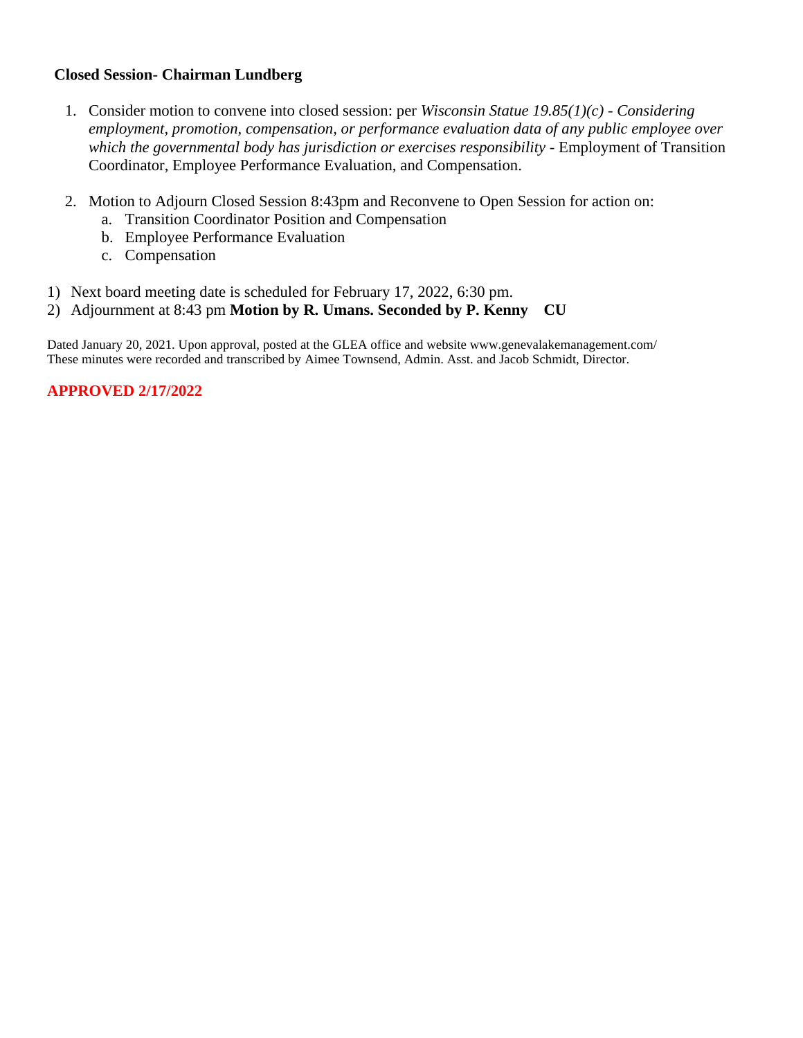**Closed Session- Chairman Lundberg**

1. Consider motion to convene into closed session: per *Wisconsin Statue 19.85(1)(c) - Considering employment, promotion, compensation, or performance evaluation data of any public employee over which the governmental body has jurisdiction or exercises responsibility* - Employment of Transition Coordinator, Employee Performance Evaluation, and Compensation.

2. Motion to Adjourn Closed Session 8:43pm and Reconvene to Open Session for action on:
   a. Transition Coordinator Position and Compensation
   b. Employee Performance Evaluation
   c. Compensation

1) Next board meeting date is scheduled for February 17, 2022, 6:30 pm.
2) Adjournment at 8:43 pm **Motion by R. Umans. Seconded by P. Kenny CU**

Dated January 20, 2021. Upon approval, posted at the GLEA office and website www.genevalakemanagement.com/
These minutes were recorded and transcribed by Aimee Townsend, Admin. Asst. and Jacob Schmidt, Director.

**APPROVED 2/17/2022**